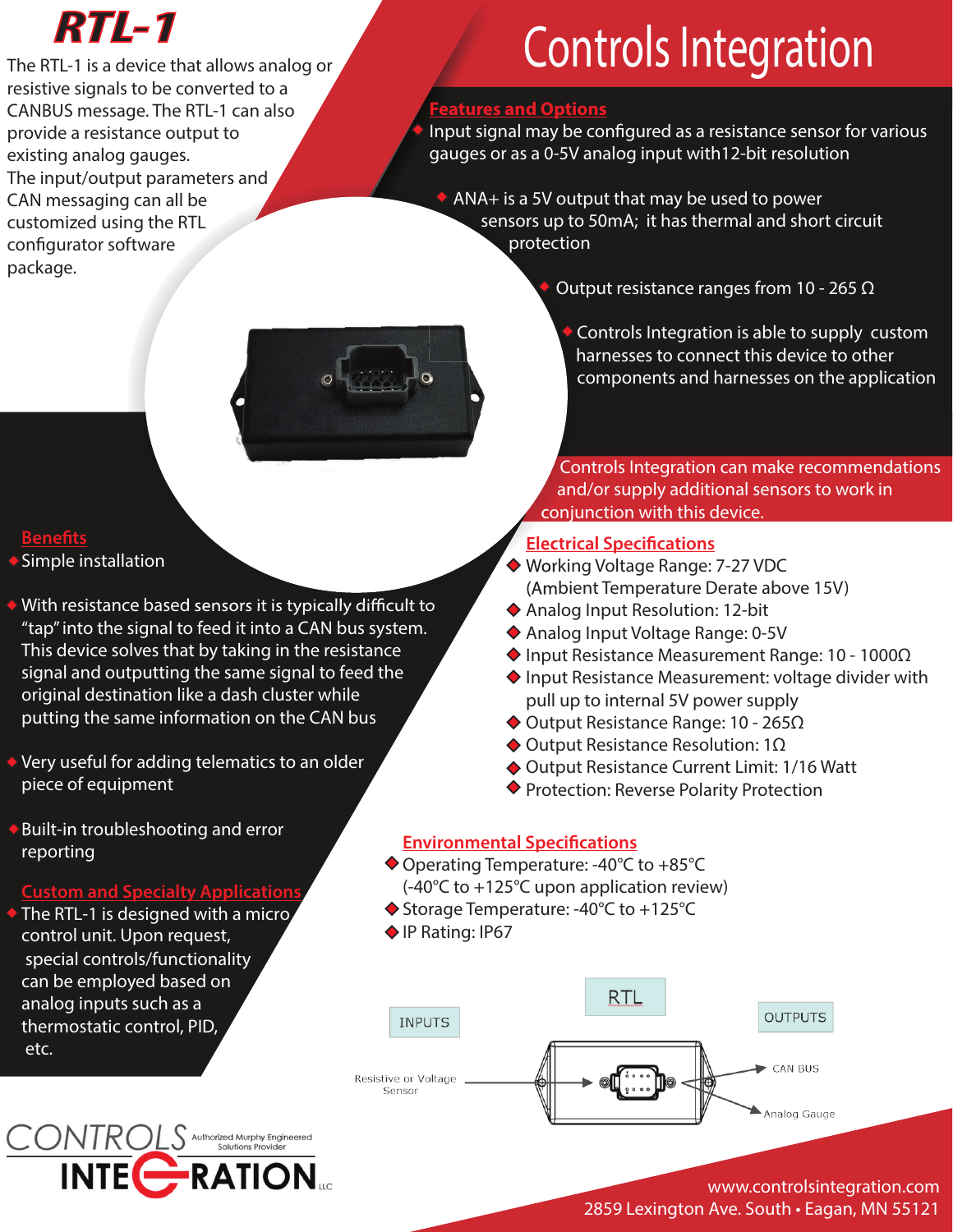# RTL-1

The RTL-1 is a device that allows analog or resistive signals to be converted to a CANBUS message. The RTL-1 can also provide a resistance output to existing analog gauges.
The input/output parameters and CAN messaging can all be customized using the RTL configurator software package.

# Controls Integration

## Features and Options

- Input signal may be configured as a resistance sensor for various gauges or as a 0-5V analog input with12-bit resolution
- ANA+ is a 5V output that may be used to power sensors up to 50mA; it has thermal and short circuit protection
- Output resistance ranges from 10 - 265 Ω
- Controls Integration is able to supply custom harnesses to connect this device to other components and harnesses on the application

Controls Integration can make recommendations and/or supply additional sensors to work in conjunction with this device.

## Benefits

- Simple installation
- With resistance based sensors it is typically difficult to "tap" into the signal to feed it into a CAN bus system. This device solves that by taking in the resistance signal and outputting the same signal to feed the original destination like a dash cluster while putting the same information on the CAN bus
- Very useful for adding telematics to an older piece of equipment
- Built-in troubleshooting and error reporting

## Custom and Specialty Applications

- The RTL-1 is designed with a micro control unit. Upon request, special controls/functionality can be employed based on analog inputs such as a thermostatic control, PID, etc.

## Electrical Specifications

- Working Voltage Range: 7-27 VDC (Ambient Temperature Derate above 15V)
- Analog Input Resolution: 12-bit
- Analog Input Voltage Range: 0-5V
- Input Resistance Measurement Range: 10 - 1000Ω
- Input Resistance Measurement: voltage divider with pull up to internal 5V power supply
- Output Resistance Range: 10 - 265Ω
- Output Resistance Resolution: 1Ω
- Output Resistance Current Limit: 1/16 Watt
- Protection: Reverse Polarity Protection

## Environmental Specifications

- Operating Temperature: -40°C to +85°C (-40°C to +125°C upon application review)
- Storage Temperature: -40°C to +125°C
- IP Rating: IP67

INPUTS — RTL — OUTPUTS

Resistive or Voltage Sensor → RTL → CAN BUS / Analog Gauge

CONTROLS INTEGRATION LLC — Authorized Murphy Engineered Solutions Provider

www.controlsintegration.com
2859 Lexington Ave. South • Eagan, MN 55121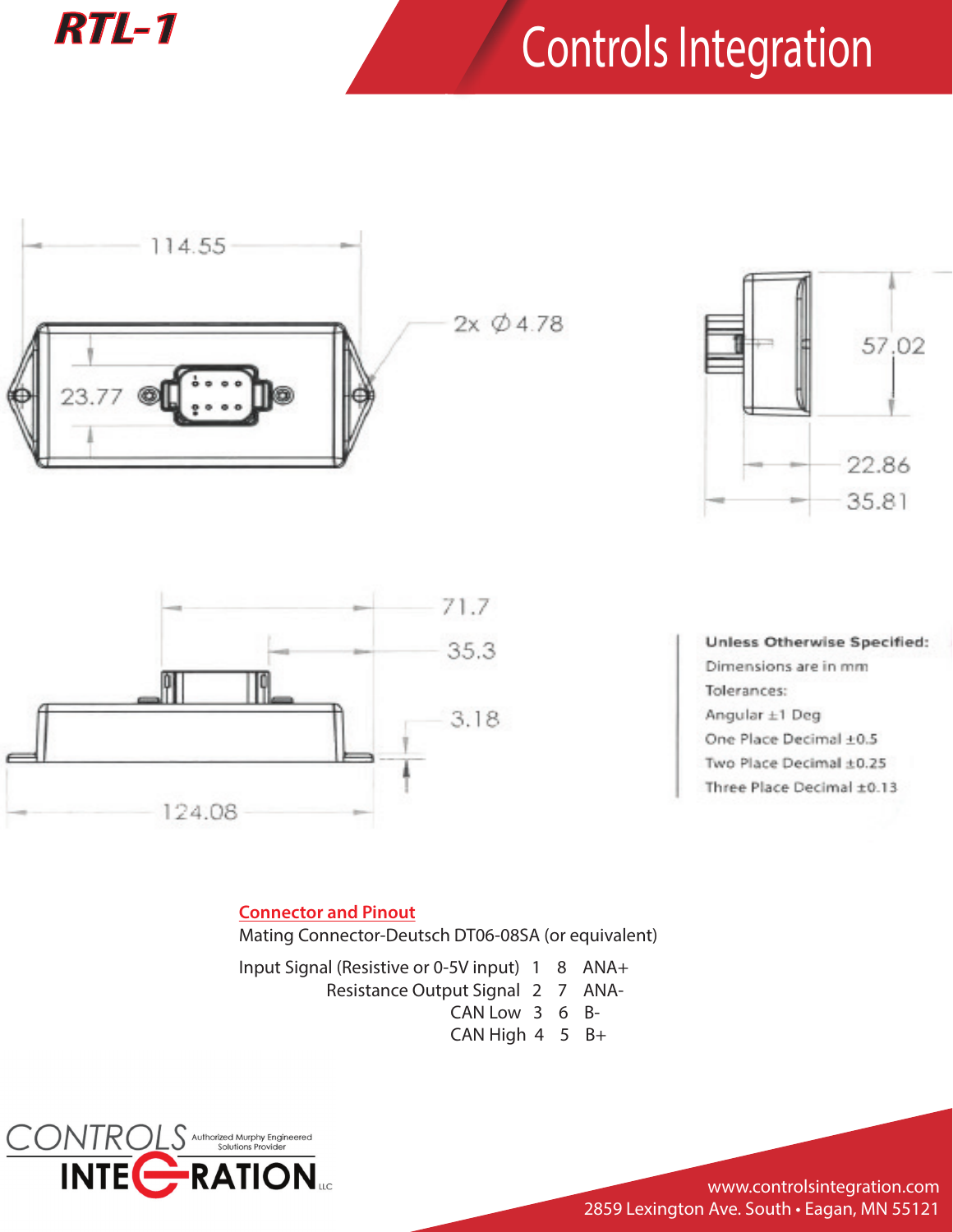# RTL-1

## Controls Integration

114.55

2x Ø4.78

23.77

57.02

22.86

35.81

71.7

35.3

3.18

124.08

**Unless Otherwise Specified:**

Dimensions are in mm

Tolerances:

Angular ±1 Deg

One Place Decimal ±0.5

Two Place Decimal ±0.25

Three Place Decimal ±0.13

## Connector and Pinout

Mating Connector-Deutsch DT06-08SA (or equivalent)

| | | | |
|---|---|---|---|
| Input Signal (Resistive or 0-5V input) | 1 | 8 | ANA+ |
| Resistance Output Signal | 2 | 7 | ANA- |
| CAN Low | 3 | 6 | B- |
| CAN High | 4 | 5 | B+ |

CONTROLS INTEGRATION LLC — Authorized Murphy Engineered Solutions Provider

www.controlsintegration.com
2859 Lexington Ave. South • Eagan, MN 55121